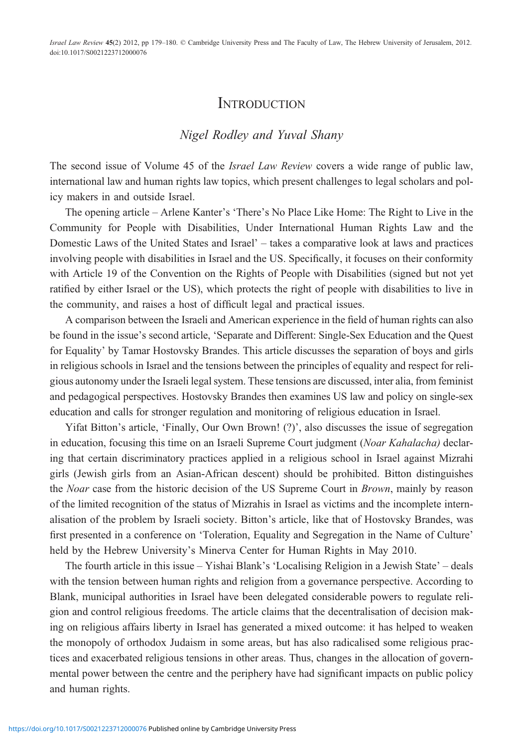# Introduction

*Nigel Rodley and Yuval Shany*

The second issue of Volume 45 of the *Israel Law Review* covers a wide range of public law, international law and human rights law topics, which present challenges to legal scholars and policy makers in and outside Israel.

The opening article – Arlene Kanter's 'There's No Place Like Home: The Right to Live in the Community for People with Disabilities, Under International Human Rights Law and the Domestic Laws of the United States and Israel' – takes a comparative look at laws and practices involving people with disabilities in Israel and the US. Specifically, it focuses on their conformity with Article 19 of the Convention on the Rights of People with Disabilities (signed but not yet ratified by either Israel or the US), which protects the right of people with disabilities to live in the community, and raises a host of difficult legal and practical issues.

A comparison between the Israeli and American experience in the field of human rights can also be found in the issue's second article, 'Separate and Different: Single-Sex Education and the Quest for Equality' by Tamar Hostovsky Brandes. This article discusses the separation of boys and girls in religious schools in Israel and the tensions between the principles of equality and respect for religious autonomy under the Israeli legal system. These tensions are discussed, inter alia, from feminist and pedagogical perspectives. Hostovsky Brandes then examines US law and policy on single-sex education and calls for stronger regulation and monitoring of religious education in Israel.

Yifat Bitton's article, 'Finally, Our Own Brown! (?)', also discusses the issue of segregation in education, focusing this time on an Israeli Supreme Court judgment (*Noar Kahalacha)* declaring that certain discriminatory practices applied in a religious school in Israel against Mizrahi girls (Jewish girls from an Asian-African descent) should be prohibited. Bitton distinguishes the *Noar* case from the historic decision of the US Supreme Court in *Brown*, mainly by reason of the limited recognition of the status of Mizrahis in Israel as victims and the incomplete internalisation of the problem by Israeli society. Bitton's article, like that of Hostovsky Brandes, was first presented in a conference on 'Toleration, Equality and Segregation in the Name of Culture' held by the Hebrew University's Minerva Center for Human Rights in May 2010.

The fourth article in this issue – Yishai Blank's 'Localising Religion in a Jewish State' – deals with the tension between human rights and religion from a governance perspective. According to Blank, municipal authorities in Israel have been delegated considerable powers to regulate religion and control religious freedoms. The article claims that the decentralisation of decision making on religious affairs liberty in Israel has generated a mixed outcome: it has helped to weaken the monopoly of orthodox Judaism in some areas, but has also radicalised some religious practices and exacerbated religious tensions in other areas. Thus, changes in the allocation of governmental power between the centre and the periphery have had significant impacts on public policy and human rights.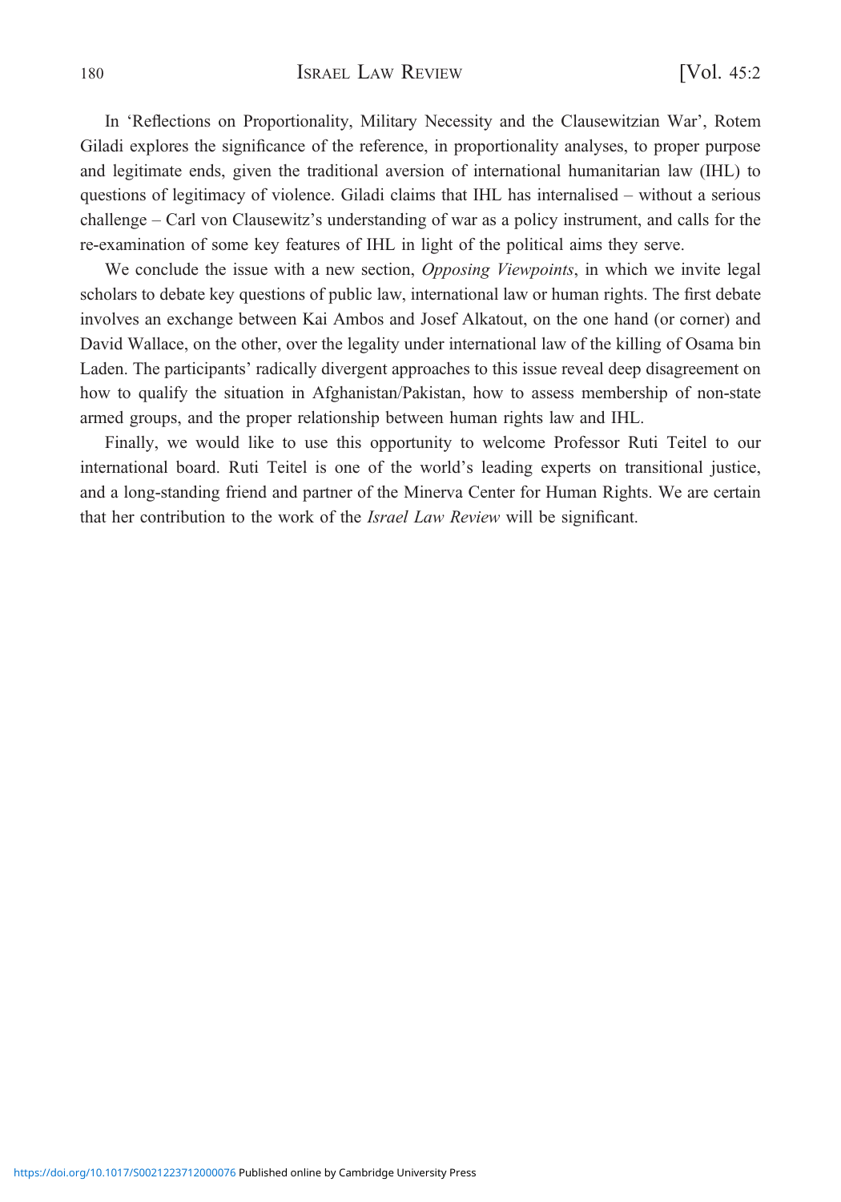In 'Reflections on Proportionality, Military Necessity and the Clausewitzian War', Rotem Giladi explores the significance of the reference, in proportionality analyses, to proper purpose and legitimate ends, given the traditional aversion of international humanitarian law (IHL) to questions of legitimacy of violence. Giladi claims that IHL has internalised – without a serious challenge – Carl von Clausewitz's understanding of war as a policy instrument, and calls for the re-examination of some key features of IHL in light of the political aims they serve.

We conclude the issue with a new section, *Opposing Viewpoints*, in which we invite legal scholars to debate key questions of public law, international law or human rights. The first debate involves an exchange between Kai Ambos and Josef Alkatout, on the one hand (or corner) and David Wallace, on the other, over the legality under international law of the killing of Osama bin Laden. The participants' radically divergent approaches to this issue reveal deep disagreement on how to qualify the situation in Afghanistan/Pakistan, how to assess membership of non-state armed groups, and the proper relationship between human rights law and IHL.

Finally, we would like to use this opportunity to welcome Professor Ruti Teitel to our international board. Ruti Teitel is one of the world's leading experts on transitional justice, and a long-standing friend and partner of the Minerva Center for Human Rights. We are certain that her contribution to the work of the *Israel Law Review* will be significant.